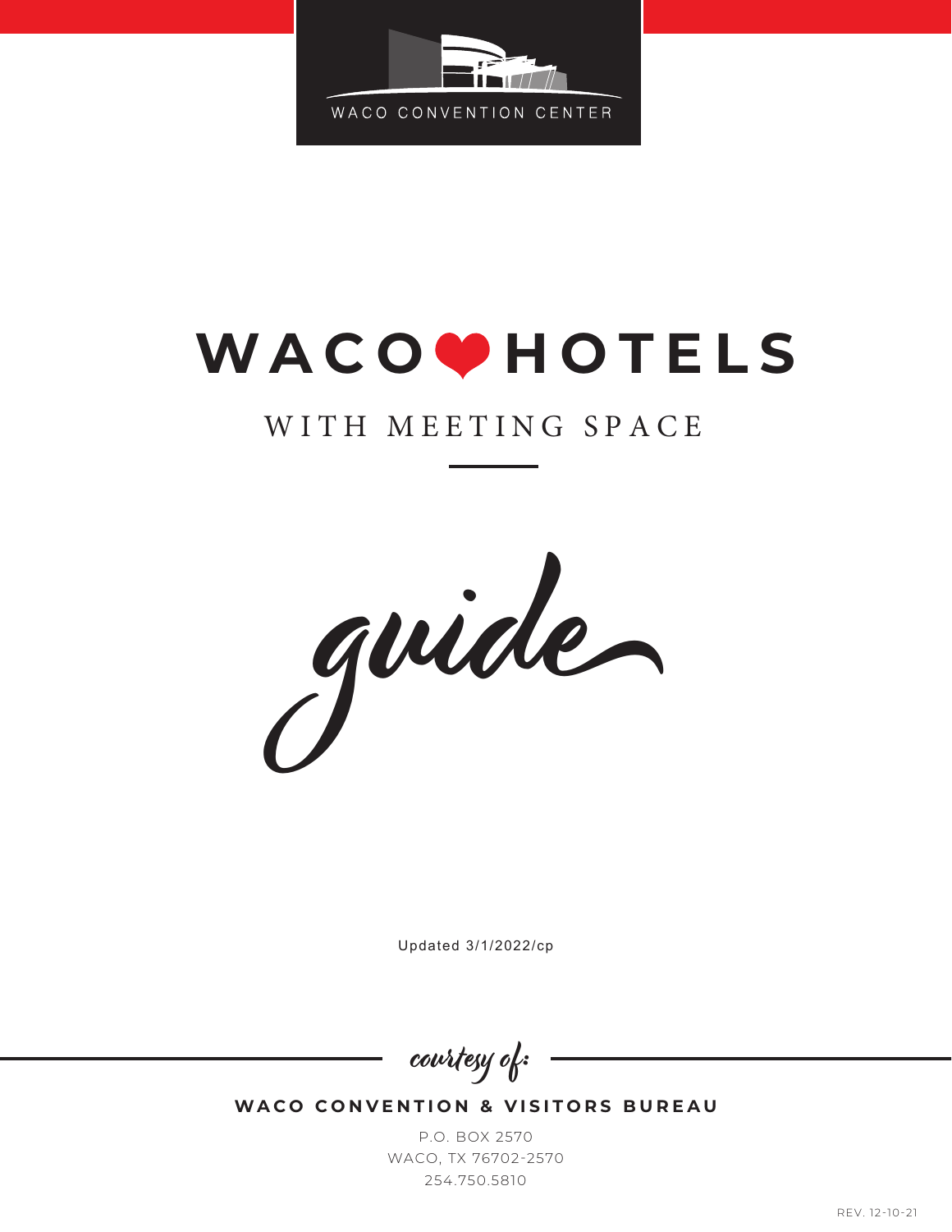WACO CONVENTION CENTER

# WACO ❤ HOTELS

## WITH MEETING SPACE

*guide*

Updated 3/1/2022/cp

*courtesy of:*

**WACO CONVENTION & VISITORS BUREAU**

P.O. BOX 2570
WACO, TX 76702-2570
254.750.5810

REV. 12-10-21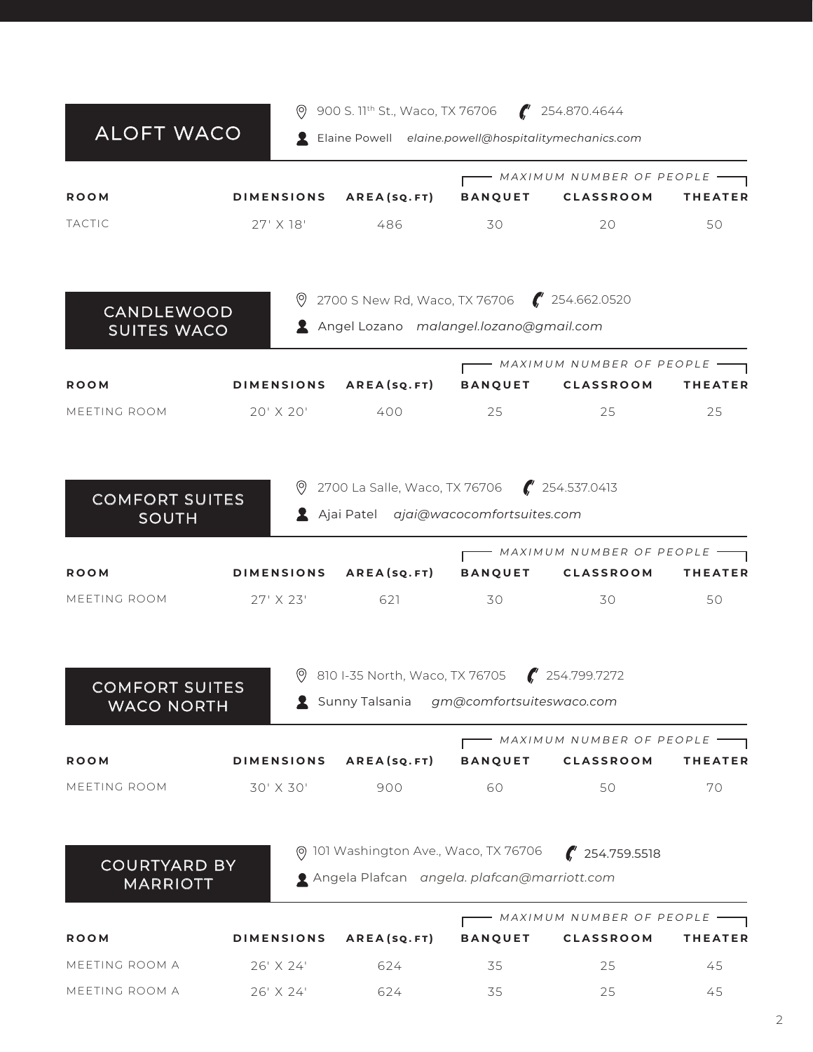## ALOFT WACO

900 S. 11th St., Waco, TX 76706 254.870.4644

Elaine Powell *elaine.powell@hospitalitymechanics.com*

| ROOM | DIMENSIONS | AREA (SQ. FT) | MAXIMUM NUMBER OF PEOPLE | | |
|---|---|---|---|---|---|
| | | | BANQUET | CLASSROOM | THEATER |
| TACTIC | 27' X 18' | 486 | 30 | 20 | 50 |

## CANDLEWOOD SUITES WACO

2700 S New Rd, Waco, TX 76706 254.662.0520

Angel Lozano *malangel.lozano@gmail.com*

| ROOM | DIMENSIONS | AREA (SQ. FT) | MAXIMUM NUMBER OF PEOPLE | | |
|---|---|---|---|---|---|
| | | | BANQUET | CLASSROOM | THEATER |
| MEETING ROOM | 20' X 20' | 400 | 25 | 25 | 25 |

## COMFORT SUITES SOUTH

2700 La Salle, Waco, TX 76706 254.537.0413

Ajai Patel *ajai@wacocomfortsuites.com*

| ROOM | DIMENSIONS | AREA (SQ. FT) | MAXIMUM NUMBER OF PEOPLE | | |
|---|---|---|---|---|---|
| | | | BANQUET | CLASSROOM | THEATER |
| MEETING ROOM | 27' X 23' | 621 | 30 | 30 | 50 |

## COMFORT SUITES WACO NORTH

810 I-35 North, Waco, TX 76705 254.799.7272

Sunny Talsania *gm@comfortsuiteswaco.com*

| ROOM | DIMENSIONS | AREA (SQ. FT) | MAXIMUM NUMBER OF PEOPLE | | |
|---|---|---|---|---|---|
| | | | BANQUET | CLASSROOM | THEATER |
| MEETING ROOM | 30' X 30' | 900 | 60 | 50 | 70 |

## COURTYARD BY MARRIOTT

101 Washington Ave., Waco, TX 76706 254.759.5518

Angela Plafcan *angela. plafcan@marriott.com*

| ROOM | DIMENSIONS | AREA (SQ. FT) | MAXIMUM NUMBER OF PEOPLE | | |
|---|---|---|---|---|---|
| | | | BANQUET | CLASSROOM | THEATER |
| MEETING ROOM A | 26' X 24' | 624 | 35 | 25 | 45 |
| MEETING ROOM A | 26' X 24' | 624 | 35 | 25 | 45 |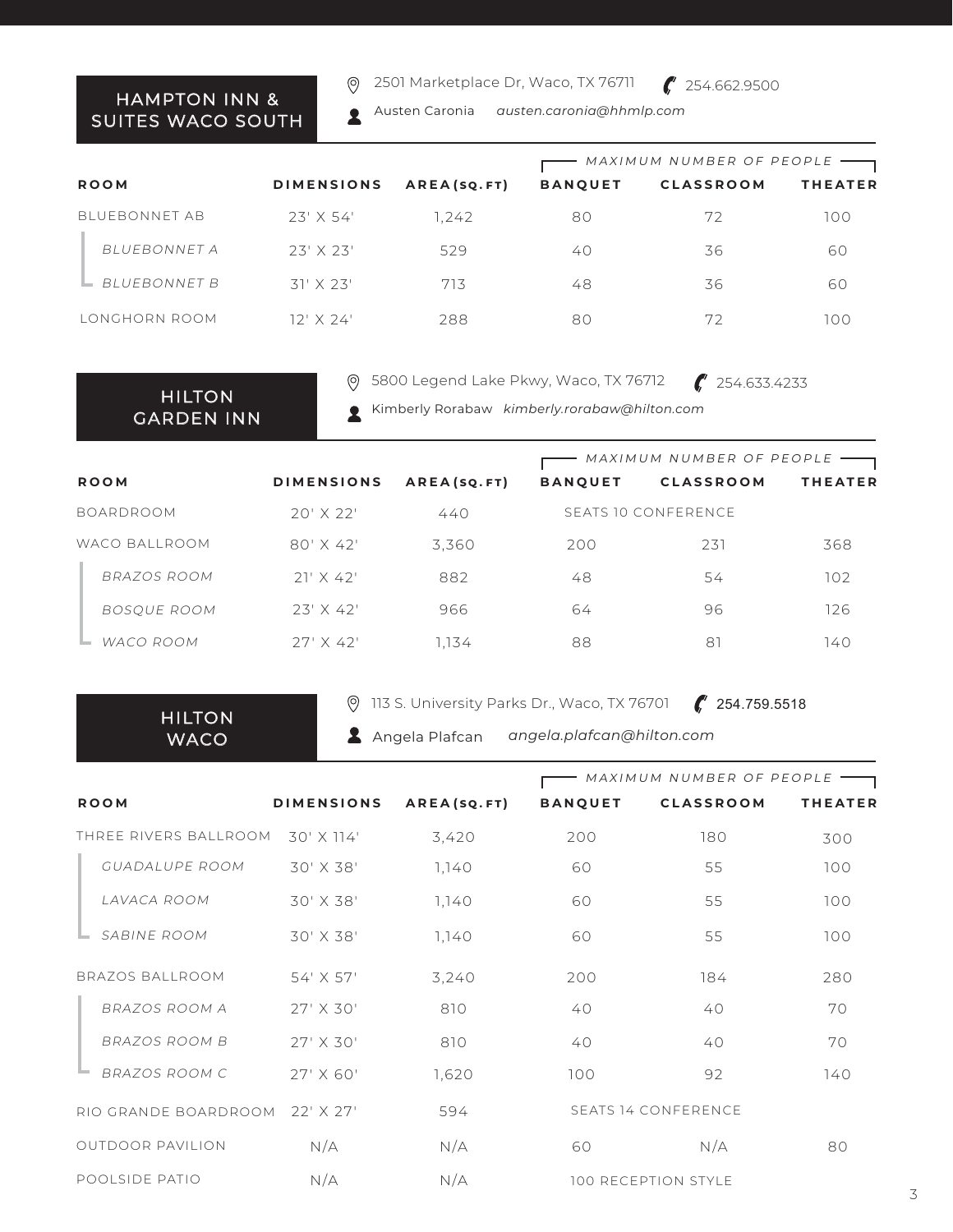## HAMPTON INN & SUITES WACO SOUTH

2501 Marketplace Dr, Waco, TX 76711 — 254.662.9500

Austen Caronia — *austen.caronia@hhmlp.com*

| ROOM | DIMENSIONS | AREA (SQ. FT) | MAXIMUM NUMBER OF PEOPLE | | |
|---|---|---|---|---|---|
| | | | BANQUET | CLASSROOM | THEATER |
| BLUEBONNET AB | 23' X 54' | 1,242 | 80 | 72 | 100 |
| *BLUEBONNET A* | 23' X 23' | 529 | 40 | 36 | 60 |
| *BLUEBONNET B* | 31' X 23' | 713 | 48 | 36 | 60 |
| LONGHORN ROOM | 12' X 24' | 288 | 80 | 72 | 100 |

## HILTON GARDEN INN

5800 Legend Lake Pkwy, Waco, TX 76712 — 254.633.4233

Kimberly Rorabaw — *kimberly.rorabaw@hilton.com*

| ROOM | DIMENSIONS | AREA (SQ. FT) | MAXIMUM NUMBER OF PEOPLE | | |
|---|---|---|---|---|---|
| | | | BANQUET | CLASSROOM | THEATER |
| BOARDROOM | 20' X 22' | 440 | SEATS 10 CONFERENCE | | |
| WACO BALLROOM | 80' X 42' | 3,360 | 200 | 231 | 368 |
| *BRAZOS ROOM* | 21' X 42' | 882 | 48 | 54 | 102 |
| *BOSQUE ROOM* | 23' X 42' | 966 | 64 | 96 | 126 |
| *WACO ROOM* | 27' X 42' | 1,134 | 88 | 81 | 140 |

## HILTON WACO

113 S. University Parks Dr., Waco, TX 76701 — 254.759.5518

Angela Plafcan — *angela.plafcan@hilton.com*

| ROOM | DIMENSIONS | AREA (SQ. FT) | MAXIMUM NUMBER OF PEOPLE | | |
|---|---|---|---|---|---|
| | | | BANQUET | CLASSROOM | THEATER |
| THREE RIVERS BALLROOM | 30' X 114' | 3,420 | 200 | 180 | 300 |
| *GUADALUPE ROOM* | 30' X 38' | 1,140 | 60 | 55 | 100 |
| *LAVACA ROOM* | 30' X 38' | 1,140 | 60 | 55 | 100 |
| *SABINE ROOM* | 30' X 38' | 1,140 | 60 | 55 | 100 |
| BRAZOS BALLROOM | 54' X 57' | 3,240 | 200 | 184 | 280 |
| *BRAZOS ROOM A* | 27' X 30' | 810 | 40 | 40 | 70 |
| *BRAZOS ROOM B* | 27' X 30' | 810 | 40 | 40 | 70 |
| *BRAZOS ROOM C* | 27' X 60' | 1,620 | 100 | 92 | 140 |
| RIO GRANDE BOARDROOM | 22' X 27' | 594 | SEATS 14 CONFERENCE | | |
| OUTDOOR PAVILION | N/A | N/A | 60 | N/A | 80 |
| POOLSIDE PATIO | N/A | N/A | 100 RECEPTION STYLE | | |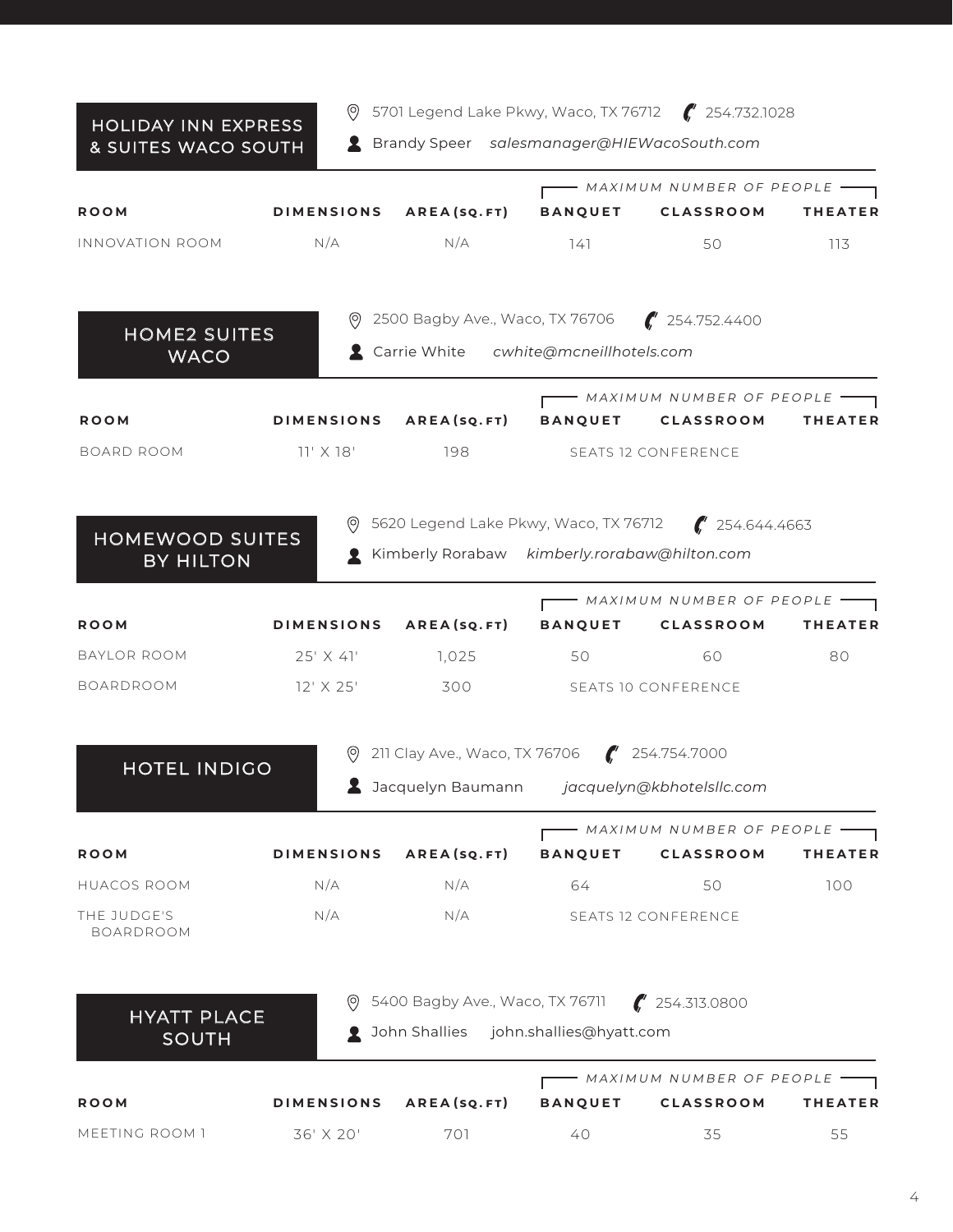## HOLIDAY INN EXPRESS & SUITES WACO SOUTH

5701 Legend Lake Pkwy, Waco, TX 76712 — 254.732.1028

Brandy Speer — *salesmanager@HIEWacoSouth.com*

| ROOM | DIMENSIONS | AREA (SQ. FT) | MAXIMUM NUMBER OF PEOPLE | | |
|---|---|---|---|---|---|
| | | | BANQUET | CLASSROOM | THEATER |
| INNOVATION ROOM | N/A | N/A | 141 | 50 | 113 |

## HOME2 SUITES WACO

2500 Bagby Ave., Waco, TX 76706 — 254.752.4400

Carrie White — *cwhite@mcneillhotels.com*

| ROOM | DIMENSIONS | AREA (SQ. FT) | MAXIMUM NUMBER OF PEOPLE | | |
|---|---|---|---|---|---|
| | | | BANQUET | CLASSROOM | THEATER |
| BOARD ROOM | 11' X 18' | 198 | SEATS 12 CONFERENCE | | |

## HOMEWOOD SUITES BY HILTON

5620 Legend Lake Pkwy, Waco, TX 76712 — 254.644.4663

Kimberly Rorabaw — *kimberly.rorabaw@hilton.com*

| ROOM | DIMENSIONS | AREA (SQ. FT) | MAXIMUM NUMBER OF PEOPLE | | |
|---|---|---|---|---|---|
| | | | BANQUET | CLASSROOM | THEATER |
| BAYLOR ROOM | 25' X 41' | 1,025 | 50 | 60 | 80 |
| BOARDROOM | 12' X 25' | 300 | SEATS 10 CONFERENCE | | |

## HOTEL INDIGO

211 Clay Ave., Waco, TX 76706 — 254.754.7000

Jacquelyn Baumann — *jacquelyn@kbhotelsllc.com*

| ROOM | DIMENSIONS | AREA (SQ. FT) | MAXIMUM NUMBER OF PEOPLE | | |
|---|---|---|---|---|---|
| | | | BANQUET | CLASSROOM | THEATER |
| HUACOS ROOM | N/A | N/A | 64 | 50 | 100 |
| THE JUDGE'S BOARDROOM | N/A | N/A | SEATS 12 CONFERENCE | | |

## HYATT PLACE SOUTH

5400 Bagby Ave., Waco, TX 76711 — 254.313.0800

John Shallies — john.shallies@hyatt.com

| ROOM | DIMENSIONS | AREA (SQ. FT) | MAXIMUM NUMBER OF PEOPLE | | |
|---|---|---|---|---|---|
| | | | BANQUET | CLASSROOM | THEATER |
| MEETING ROOM 1 | 36' X 20' | 701 | 40 | 35 | 55 |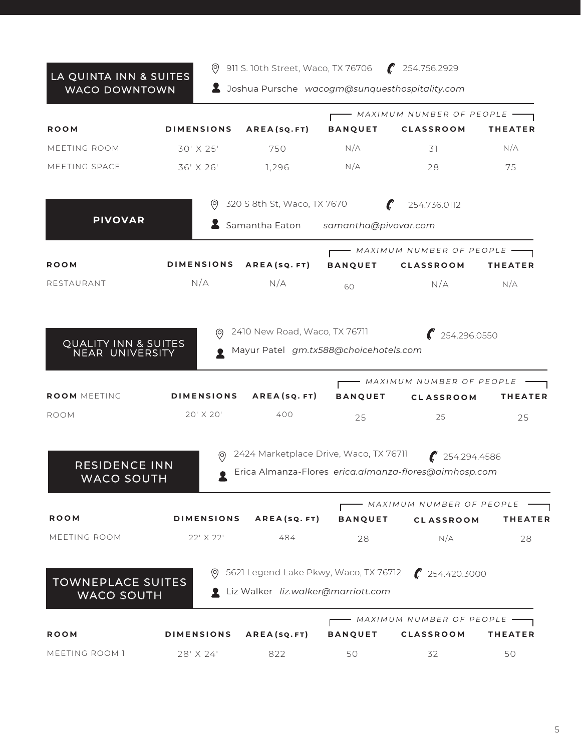## LA QUINTA INN & SUITES WACO DOWNTOWN

911 S. 10th Street, Waco, TX 76706 — 254.756.2929

Joshua Pursche *wacogm@sunquesthospitality.com*

| ROOM | DIMENSIONS | AREA (SQ. FT) | MAXIMUM NUMBER OF PEOPLE | | |
|---|---|---|---|---|---|
| | | | BANQUET | CLASSROOM | THEATER |
| MEETING ROOM | 30' X 25' | 750 | N/A | 31 | N/A |
| MEETING SPACE | 36' X 26' | 1,296 | N/A | 28 | 75 |

## PIVOVAR

320 S 8th St, Waco, TX 7670 — 254.736.0112

Samantha Eaton *samantha@pivovar.com*

| ROOM | DIMENSIONS | AREA (SQ. FT) | MAXIMUM NUMBER OF PEOPLE | | |
|---|---|---|---|---|---|
| | | | BANQUET | CLASSROOM | THEATER |
| RESTAURANT | N/A | N/A | 60 | N/A | N/A |

## QUALITY INN & SUITES NEAR UNIVERSITY

2410 New Road, Waco, TX 76711 — 254.296.0550

Mayur Patel *gm.tx588@choicehotels.com*

| ROOM | DIMENSIONS | AREA (SQ. FT) | MAXIMUM NUMBER OF PEOPLE | | |
|---|---|---|---|---|---|
| | | | BANQUET | CLASSROOM | THEATER |
| MEETING ROOM | 20' X 20' | 400 | 25 | 25 | 25 |

## RESIDENCE INN WACO SOUTH

2424 Marketplace Drive, Waco, TX 76711 — 254.294.4586

Erica Almanza-Flores *erica.almanza-flores@aimhosp.com*

| ROOM | DIMENSIONS | AREA (SQ. FT) | MAXIMUM NUMBER OF PEOPLE | | |
|---|---|---|---|---|---|
| | | | BANQUET | CLASSROOM | THEATER |
| MEETING ROOM | 22' X 22' | 484 | 28 | N/A | 28 |

## TOWNEPLACE SUITES WACO SOUTH

5621 Legend Lake Pkwy, Waco, TX 76712 — 254.420.3000

Liz Walker *liz.walker@marriott.com*

| ROOM | DIMENSIONS | AREA (SQ. FT) | MAXIMUM NUMBER OF PEOPLE | | |
|---|---|---|---|---|---|
| | | | BANQUET | CLASSROOM | THEATER |
| MEETING ROOM 1 | 28' X 24' | 822 | 50 | 32 | 50 |